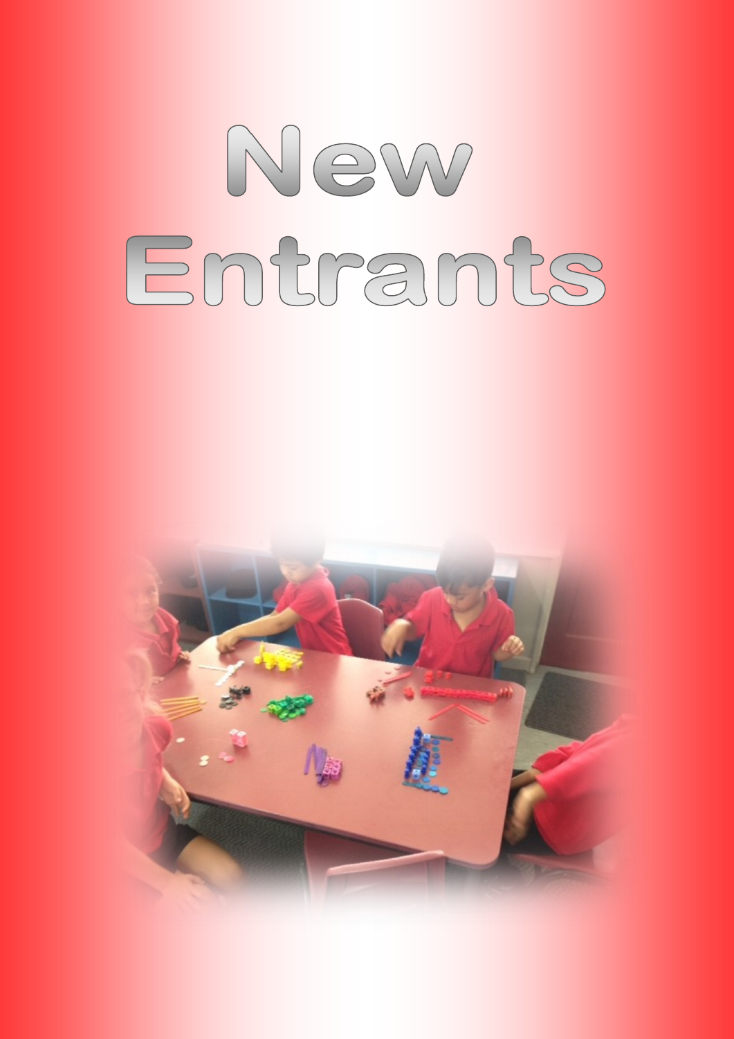# New Entrants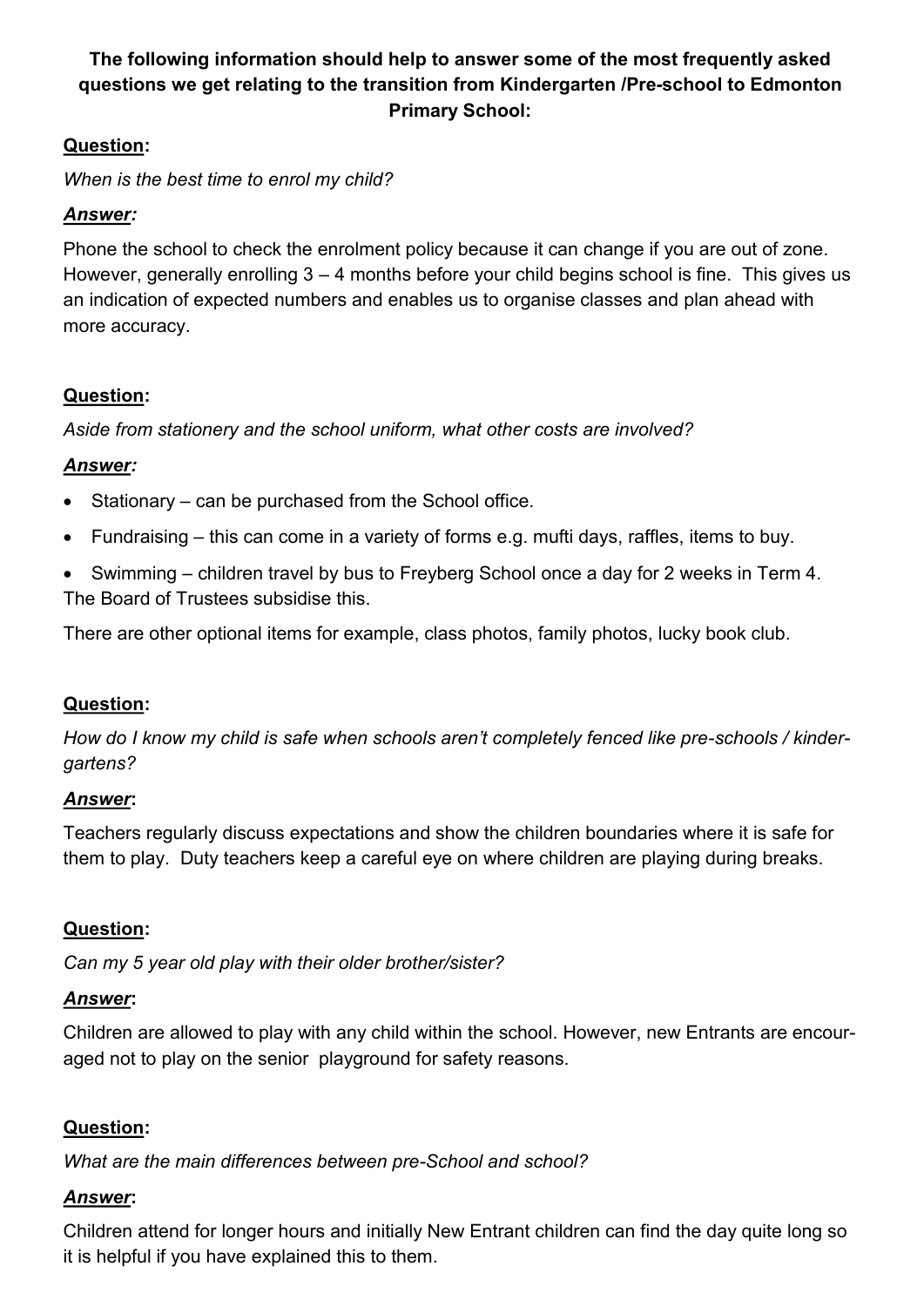**The following information should help to answer some of the most frequently asked questions we get relating to the transition from Kindergarten /Pre-school to Edmonton Primary School:**

**<u>Question</u>:**

*When is the best time to enrol my child?*

***<u>Answer</u>:***

Phone the school to check the enrolment policy because it can change if you are out of zone. However, generally enrolling 3 – 4 months before your child begins school is fine. This gives us an indication of expected numbers and enables us to organise classes and plan ahead with more accuracy.

**<u>Question</u>:**

*Aside from stationery and the school uniform, what other costs are involved?*

***<u>Answer</u>:***

- Stationary – can be purchased from the School office.
- Fundraising – this can come in a variety of forms e.g. mufti days, raffles, items to buy.
- Swimming – children travel by bus to Freyberg School once a day for 2 weeks in Term 4. The Board of Trustees subsidise this.

There are other optional items for example, class photos, family photos, lucky book club.

**<u>Question</u>:**

*How do I know my child is safe when schools aren't completely fenced like pre-schools / kindergartens?*

***<u>Answer</u>*:**

Teachers regularly discuss expectations and show the children boundaries where it is safe for them to play. Duty teachers keep a careful eye on where children are playing during breaks.

**<u>Question</u>:**

*Can my 5 year old play with their older brother/sister?*

***<u>Answer</u>*:**

Children are allowed to play with any child within the school. However, new Entrants are encouraged not to play on the senior playground for safety reasons.

**<u>Question</u>:**

*What are the main differences between pre-School and school?*

***<u>Answer</u>*:**

Children attend for longer hours and initially New Entrant children can find the day quite long so it is helpful if you have explained this to them.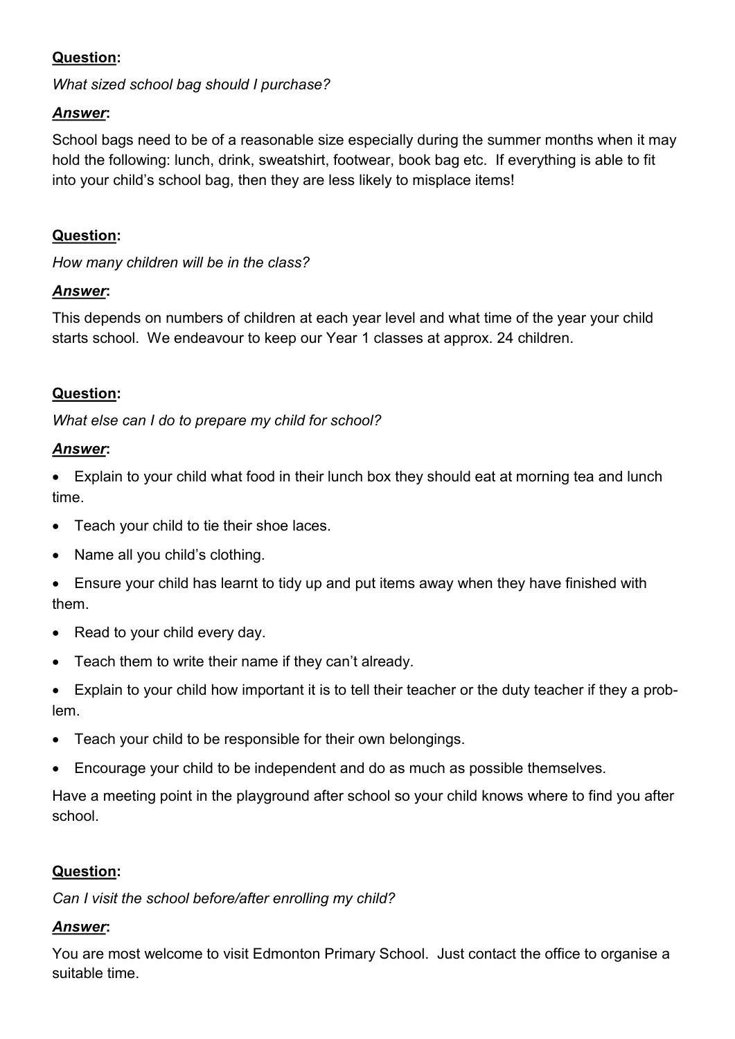**<u>Question</u>:**

*What sized school bag should I purchase?*

***<u>Answer</u>*:**

School bags need to be of a reasonable size especially during the summer months when it may hold the following: lunch, drink, sweatshirt, footwear, book bag etc. If everything is able to fit into your child's school bag, then they are less likely to misplace items!

**<u>Question</u>:**

*How many children will be in the class?*

***<u>Answer</u>*:**

This depends on numbers of children at each year level and what time of the year your child starts school. We endeavour to keep our Year 1 classes at approx. 24 children.

**<u>Question</u>:**

*What else can I do to prepare my child for school?*

***<u>Answer</u>*:**

- Explain to your child what food in their lunch box they should eat at morning tea and lunch time.
- Teach your child to tie their shoe laces.
- Name all you child's clothing.
- Ensure your child has learnt to tidy up and put items away when they have finished with them.
- Read to your child every day.
- Teach them to write their name if they can't already.
- Explain to your child how important it is to tell their teacher or the duty teacher if they a problem.
- Teach your child to be responsible for their own belongings.
- Encourage your child to be independent and do as much as possible themselves.

Have a meeting point in the playground after school so your child knows where to find you after school.

**<u>Question</u>:**

*Can I visit the school before/after enrolling my child?*

***<u>Answer</u>*:**

You are most welcome to visit Edmonton Primary School. Just contact the office to organise a suitable time.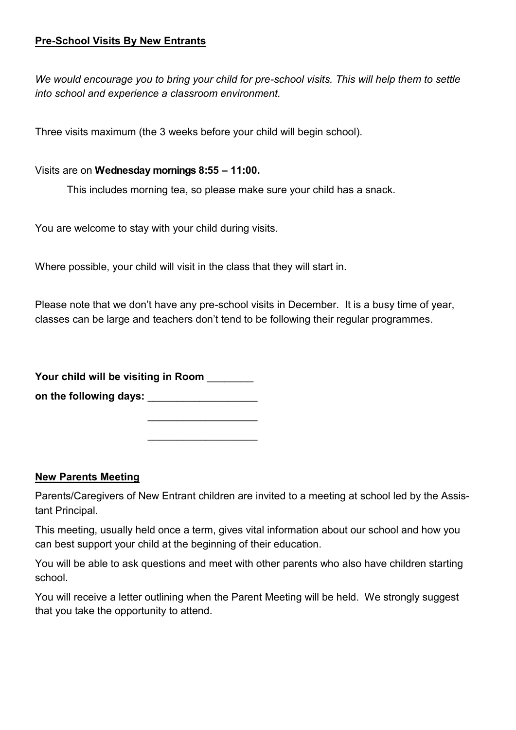**Pre-School Visits By New Entrants**

*We would encourage you to bring your child for pre-school visits. This will help them to settle into school and experience a classroom environment.*

Three visits maximum (the 3 weeks before your child will begin school).

Visits are on **Wednesday mornings 8:55 – 11:00.**

This includes morning tea, so please make sure your child has a snack.

You are welcome to stay with your child during visits.

Where possible, your child will visit in the class that they will start in.

Please note that we don't have any pre-school visits in December. It is a busy time of year, classes can be large and teachers don't tend to be following their regular programmes.

**Your child will be visiting in Room ________**

**on the following days: ___________________**

___________________

___________________

**New Parents Meeting**

Parents/Caregivers of New Entrant children are invited to a meeting at school led by the Assistant Principal.

This meeting, usually held once a term, gives vital information about our school and how you can best support your child at the beginning of their education.

You will be able to ask questions and meet with other parents who also have children starting school.

You will receive a letter outlining when the Parent Meeting will be held. We strongly suggest that you take the opportunity to attend.